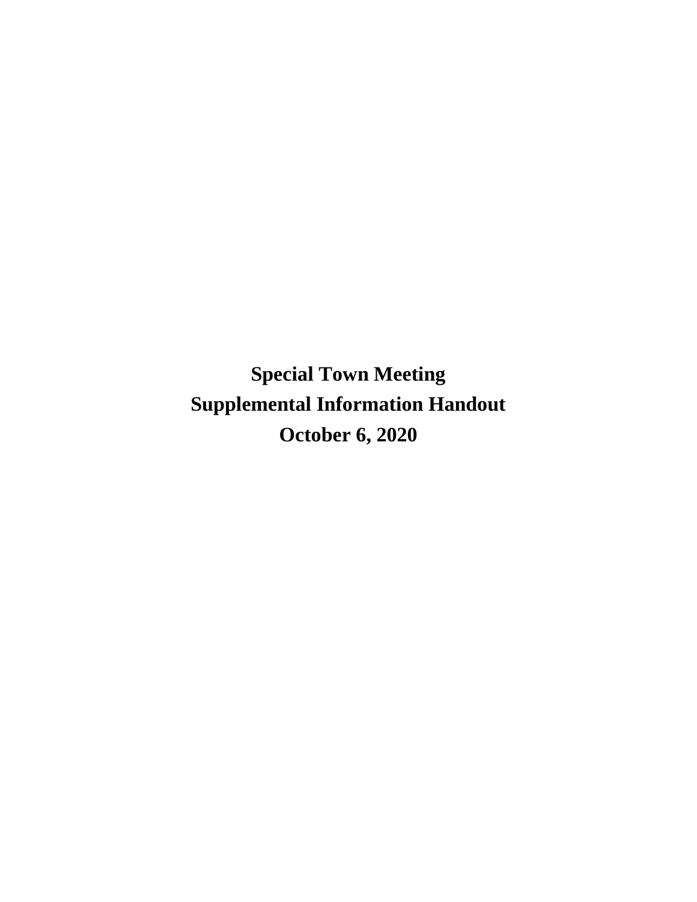# Special Town Meeting

# Supplemental Information Handout

# October 6, 2020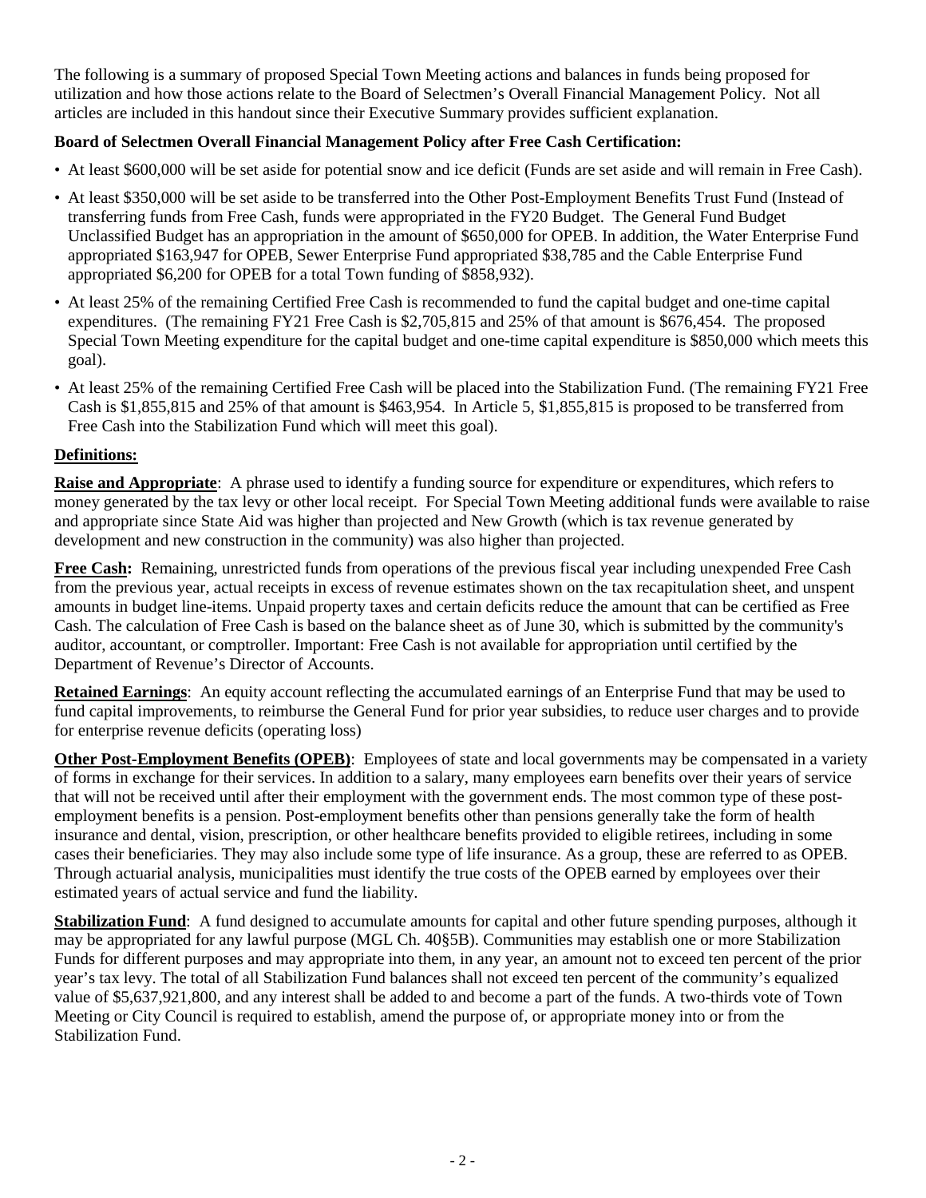The following is a summary of proposed Special Town Meeting actions and balances in funds being proposed for utilization and how those actions relate to the Board of Selectmen's Overall Financial Management Policy. Not all articles are included in this handout since their Executive Summary provides sufficient explanation.

**Board of Selectmen Overall Financial Management Policy after Free Cash Certification:**

- At least $600,000 will be set aside for potential snow and ice deficit (Funds are set aside and will remain in Free Cash).
- At least $350,000 will be set aside to be transferred into the Other Post-Employment Benefits Trust Fund (Instead of transferring funds from Free Cash, funds were appropriated in the FY20 Budget. The General Fund Budget Unclassified Budget has an appropriation in the amount of $650,000 for OPEB. In addition, the Water Enterprise Fund appropriated $163,947 for OPEB, Sewer Enterprise Fund appropriated $38,785 and the Cable Enterprise Fund appropriated $6,200 for OPEB for a total Town funding of $858,932).
- At least 25% of the remaining Certified Free Cash is recommended to fund the capital budget and one-time capital expenditures. (The remaining FY21 Free Cash is $2,705,815 and 25% of that amount is $676,454. The proposed Special Town Meeting expenditure for the capital budget and one-time capital expenditure is $850,000 which meets this goal).
- At least 25% of the remaining Certified Free Cash will be placed into the Stabilization Fund. (The remaining FY21 Free Cash is $1,855,815 and 25% of that amount is $463,954. In Article 5, $1,855,815 is proposed to be transferred from Free Cash into the Stabilization Fund which will meet this goal).

**Definitions:**

**Raise and Appropriate**: A phrase used to identify a funding source for expenditure or expenditures, which refers to money generated by the tax levy or other local receipt. For Special Town Meeting additional funds were available to raise and appropriate since State Aid was higher than projected and New Growth (which is tax revenue generated by development and new construction in the community) was also higher than projected.

**Free Cash:** Remaining, unrestricted funds from operations of the previous fiscal year including unexpended Free Cash from the previous year, actual receipts in excess of revenue estimates shown on the tax recapitulation sheet, and unspent amounts in budget line-items. Unpaid property taxes and certain deficits reduce the amount that can be certified as Free Cash. The calculation of Free Cash is based on the balance sheet as of June 30, which is submitted by the community's auditor, accountant, or comptroller. Important: Free Cash is not available for appropriation until certified by the Department of Revenue's Director of Accounts.

**Retained Earnings**: An equity account reflecting the accumulated earnings of an Enterprise Fund that may be used to fund capital improvements, to reimburse the General Fund for prior year subsidies, to reduce user charges and to provide for enterprise revenue deficits (operating loss)

**Other Post-Employment Benefits (OPEB)**: Employees of state and local governments may be compensated in a variety of forms in exchange for their services. In addition to a salary, many employees earn benefits over their years of service that will not be received until after their employment with the government ends. The most common type of these post-employment benefits is a pension. Post-employment benefits other than pensions generally take the form of health insurance and dental, vision, prescription, or other healthcare benefits provided to eligible retirees, including in some cases their beneficiaries. They may also include some type of life insurance. As a group, these are referred to as OPEB. Through actuarial analysis, municipalities must identify the true costs of the OPEB earned by employees over their estimated years of actual service and fund the liability.

**Stabilization Fund**: A fund designed to accumulate amounts for capital and other future spending purposes, although it may be appropriated for any lawful purpose (MGL Ch. 40§5B). Communities may establish one or more Stabilization Funds for different purposes and may appropriate into them, in any year, an amount not to exceed ten percent of the prior year's tax levy. The total of all Stabilization Fund balances shall not exceed ten percent of the community's equalized value of $5,637,921,800, and any interest shall be added to and become a part of the funds. A two-thirds vote of Town Meeting or City Council is required to establish, amend the purpose of, or appropriate money into or from the Stabilization Fund.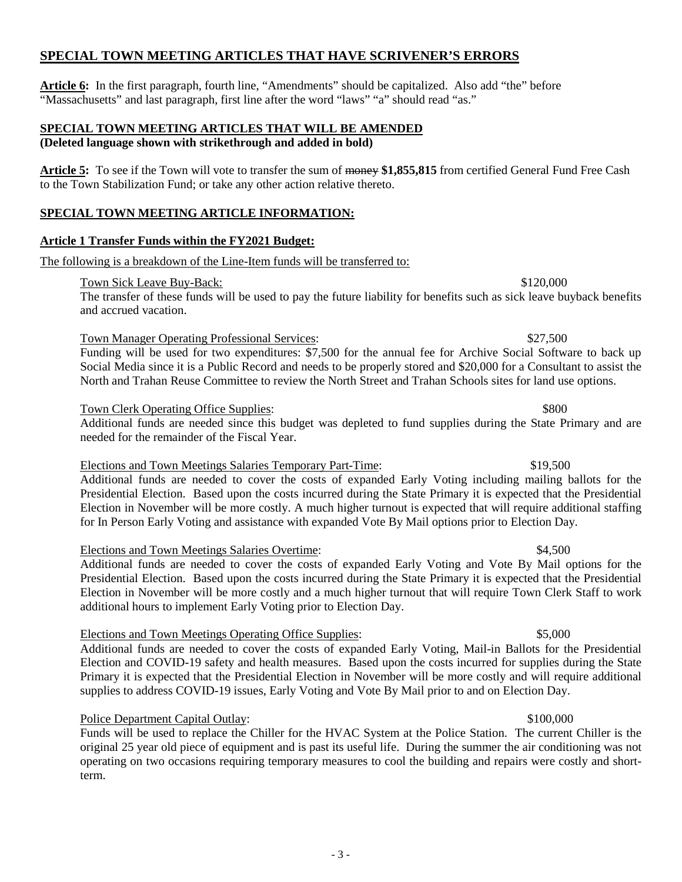## SPECIAL TOWN MEETING ARTICLES THAT HAVE SCRIVENER'S ERRORS

**Article 6:** In the first paragraph, fourth line, "Amendments" should be capitalized. Also add "the" before "Massachusetts" and last paragraph, first line after the word "laws" "a" should read "as."

## SPECIAL TOWN MEETING ARTICLES THAT WILL BE AMENDED

**(Deleted language shown with strikethrough and added in bold)**

**Article 5:** To see if the Town will vote to transfer the sum of ~~money~~ **$1,855,815** from certified General Fund Free Cash to the Town Stabilization Fund; or take any other action relative thereto.

## SPECIAL TOWN MEETING ARTICLE INFORMATION:

### Article 1 Transfer Funds within the FY2021 Budget:

The following is a breakdown of the Line-Item funds will be transferred to:

Town Sick Leave Buy-Back: $120,000

The transfer of these funds will be used to pay the future liability for benefits such as sick leave buyback benefits and accrued vacation.

Town Manager Operating Professional Services: $27,500

Funding will be used for two expenditures: $7,500 for the annual fee for Archive Social Software to back up Social Media since it is a Public Record and needs to be properly stored and $20,000 for a Consultant to assist the North and Trahan Reuse Committee to review the North Street and Trahan Schools sites for land use options.

Town Clerk Operating Office Supplies: $800

Additional funds are needed since this budget was depleted to fund supplies during the State Primary and are needed for the remainder of the Fiscal Year.

Elections and Town Meetings Salaries Temporary Part-Time: $19,500

Additional funds are needed to cover the costs of expanded Early Voting including mailing ballots for the Presidential Election. Based upon the costs incurred during the State Primary it is expected that the Presidential Election in November will be more costly. A much higher turnout is expected that will require additional staffing for In Person Early Voting and assistance with expanded Vote By Mail options prior to Election Day.

Elections and Town Meetings Salaries Overtime: $4,500

Additional funds are needed to cover the costs of expanded Early Voting and Vote By Mail options for the Presidential Election. Based upon the costs incurred during the State Primary it is expected that the Presidential Election in November will be more costly and a much higher turnout that will require Town Clerk Staff to work additional hours to implement Early Voting prior to Election Day.

Elections and Town Meetings Operating Office Supplies: $5,000

Additional funds are needed to cover the costs of expanded Early Voting, Mail-in Ballots for the Presidential Election and COVID-19 safety and health measures. Based upon the costs incurred for supplies during the State Primary it is expected that the Presidential Election in November will be more costly and will require additional supplies to address COVID-19 issues, Early Voting and Vote By Mail prior to and on Election Day.

Police Department Capital Outlay: $100,000

Funds will be used to replace the Chiller for the HVAC System at the Police Station. The current Chiller is the original 25 year old piece of equipment and is past its useful life. During the summer the air conditioning was not operating on two occasions requiring temporary measures to cool the building and repairs were costly and short-term.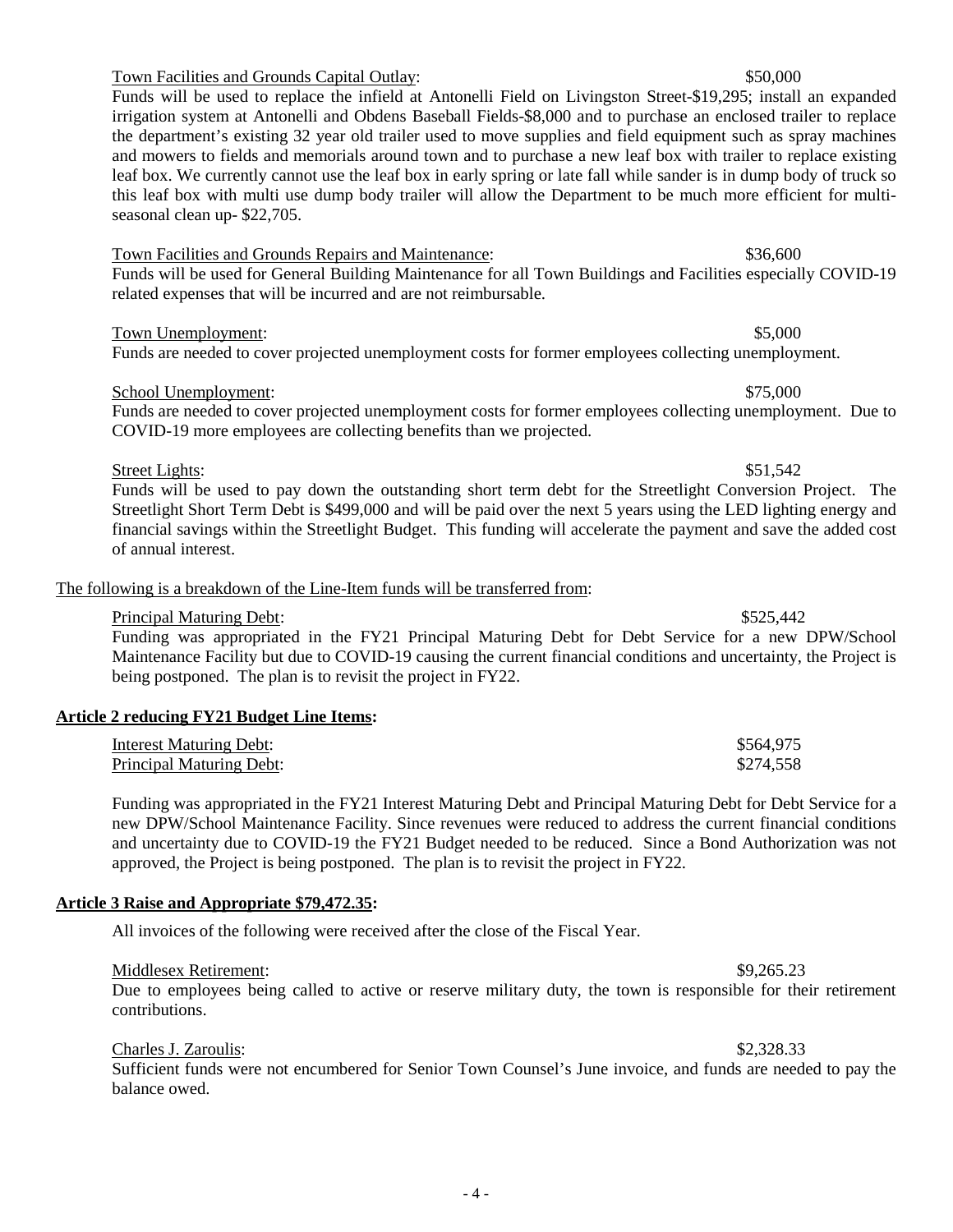Town Facilities and Grounds Capital Outlay: $50,000

Funds will be used to replace the infield at Antonelli Field on Livingston Street-$19,295; install an expanded irrigation system at Antonelli and Obdens Baseball Fields-$8,000 and to purchase an enclosed trailer to replace the department's existing 32 year old trailer used to move supplies and field equipment such as spray machines and mowers to fields and memorials around town and to purchase a new leaf box with trailer to replace existing leaf box. We currently cannot use the leaf box in early spring or late fall while sander is in dump body of truck so this leaf box with multi use dump body trailer will allow the Department to be much more efficient for multi-seasonal clean up- $22,705.

Town Facilities and Grounds Repairs and Maintenance: $36,600

Funds will be used for General Building Maintenance for all Town Buildings and Facilities especially COVID-19 related expenses that will be incurred and are not reimbursable.

Town Unemployment: $5,000

Funds are needed to cover projected unemployment costs for former employees collecting unemployment.

School Unemployment: $75,000

Funds are needed to cover projected unemployment costs for former employees collecting unemployment. Due to COVID-19 more employees are collecting benefits than we projected.

Street Lights: $51,542

Funds will be used to pay down the outstanding short term debt for the Streetlight Conversion Project. The Streetlight Short Term Debt is $499,000 and will be paid over the next 5 years using the LED lighting energy and financial savings within the Streetlight Budget. This funding will accelerate the payment and save the added cost of annual interest.

The following is a breakdown of the Line-Item funds will be transferred from:

Principal Maturing Debt: $525,442

Funding was appropriated in the FY21 Principal Maturing Debt for Debt Service for a new DPW/School Maintenance Facility but due to COVID-19 causing the current financial conditions and uncertainty, the Project is being postponed. The plan is to revisit the project in FY22.

**Article 2 reducing FY21 Budget Line Items:**

Interest Maturing Debt: $564,975

Principal Maturing Debt: $274,558

Funding was appropriated in the FY21 Interest Maturing Debt and Principal Maturing Debt for Debt Service for a new DPW/School Maintenance Facility. Since revenues were reduced to address the current financial conditions and uncertainty due to COVID-19 the FY21 Budget needed to be reduced. Since a Bond Authorization was not approved, the Project is being postponed. The plan is to revisit the project in FY22.

**Article 3 Raise and Appropriate $79,472.35:**

All invoices of the following were received after the close of the Fiscal Year.

Middlesex Retirement: $9,265.23

Due to employees being called to active or reserve military duty, the town is responsible for their retirement contributions.

Charles J. Zaroulis: $2,328.33

Sufficient funds were not encumbered for Senior Town Counsel's June invoice, and funds are needed to pay the balance owed.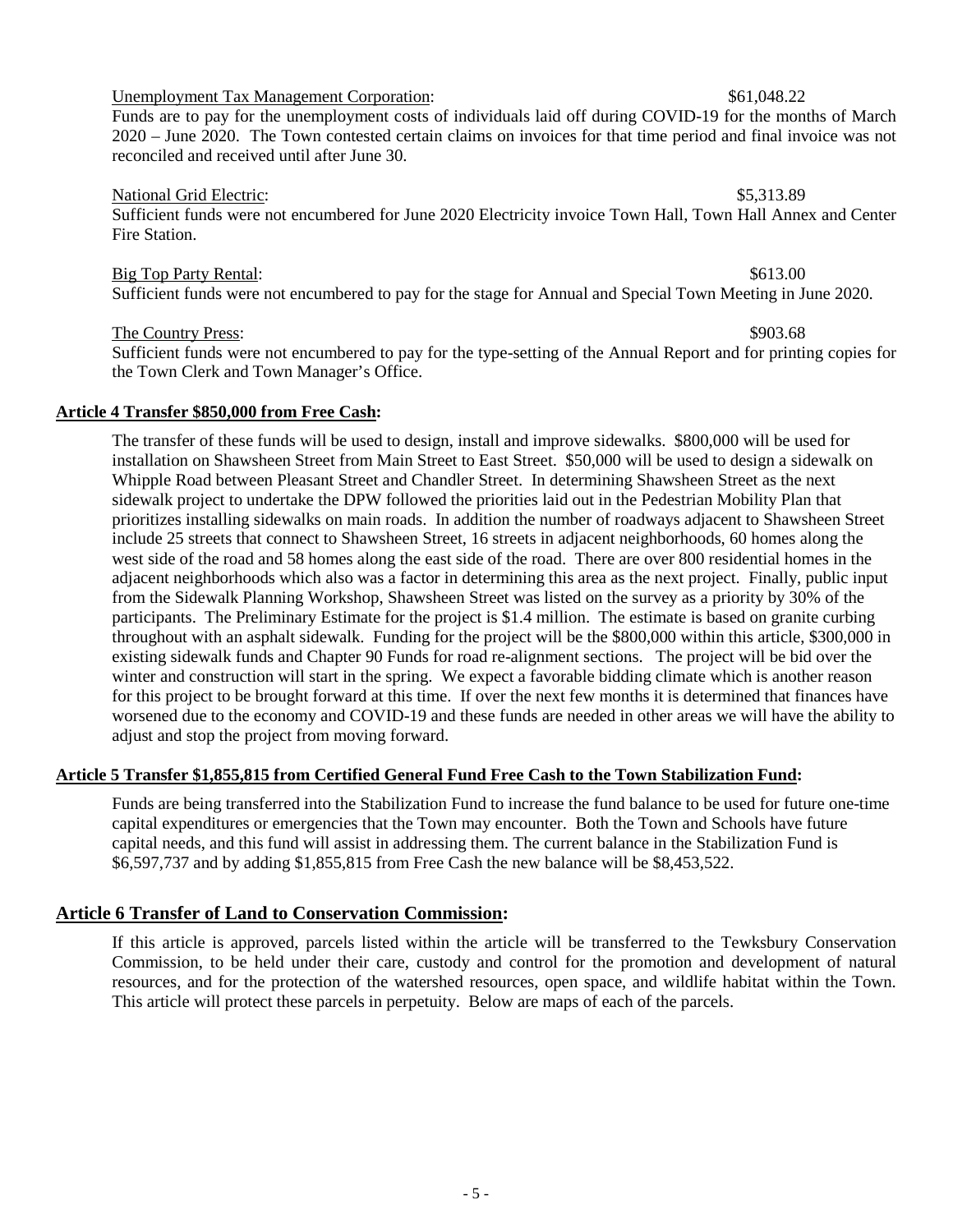Unemployment Tax Management Corporation: $61,048.22

Funds are to pay for the unemployment costs of individuals laid off during COVID-19 for the months of March 2020 – June 2020. The Town contested certain claims on invoices for that time period and final invoice was not reconciled and received until after June 30.

National Grid Electric: $5,313.89

Sufficient funds were not encumbered for June 2020 Electricity invoice Town Hall, Town Hall Annex and Center Fire Station.

Big Top Party Rental: $613.00

Sufficient funds were not encumbered to pay for the stage for Annual and Special Town Meeting in June 2020.

The Country Press: $903.68

Sufficient funds were not encumbered to pay for the type-setting of the Annual Report and for printing copies for the Town Clerk and Town Manager's Office.

**Article 4 Transfer $850,000 from Free Cash:**

The transfer of these funds will be used to design, install and improve sidewalks. $800,000 will be used for installation on Shawsheen Street from Main Street to East Street. $50,000 will be used to design a sidewalk on Whipple Road between Pleasant Street and Chandler Street. In determining Shawsheen Street as the next sidewalk project to undertake the DPW followed the priorities laid out in the Pedestrian Mobility Plan that prioritizes installing sidewalks on main roads. In addition the number of roadways adjacent to Shawsheen Street include 25 streets that connect to Shawsheen Street, 16 streets in adjacent neighborhoods, 60 homes along the west side of the road and 58 homes along the east side of the road. There are over 800 residential homes in the adjacent neighborhoods which also was a factor in determining this area as the next project. Finally, public input from the Sidewalk Planning Workshop, Shawsheen Street was listed on the survey as a priority by 30% of the participants. The Preliminary Estimate for the project is $1.4 million. The estimate is based on granite curbing throughout with an asphalt sidewalk. Funding for the project will be the $800,000 within this article, $300,000 in existing sidewalk funds and Chapter 90 Funds for road re-alignment sections. The project will be bid over the winter and construction will start in the spring. We expect a favorable bidding climate which is another reason for this project to be brought forward at this time. If over the next few months it is determined that finances have worsened due to the economy and COVID-19 and these funds are needed in other areas we will have the ability to adjust and stop the project from moving forward.

**Article 5 Transfer $1,855,815 from Certified General Fund Free Cash to the Town Stabilization Fund:**

Funds are being transferred into the Stabilization Fund to increase the fund balance to be used for future one-time capital expenditures or emergencies that the Town may encounter. Both the Town and Schools have future capital needs, and this fund will assist in addressing them. The current balance in the Stabilization Fund is $6,597,737 and by adding $1,855,815 from Free Cash the new balance will be $8,453,522.

**Article 6 Transfer of Land to Conservation Commission:**

If this article is approved, parcels listed within the article will be transferred to the Tewksbury Conservation Commission, to be held under their care, custody and control for the promotion and development of natural resources, and for the protection of the watershed resources, open space, and wildlife habitat within the Town. This article will protect these parcels in perpetuity. Below are maps of each of the parcels.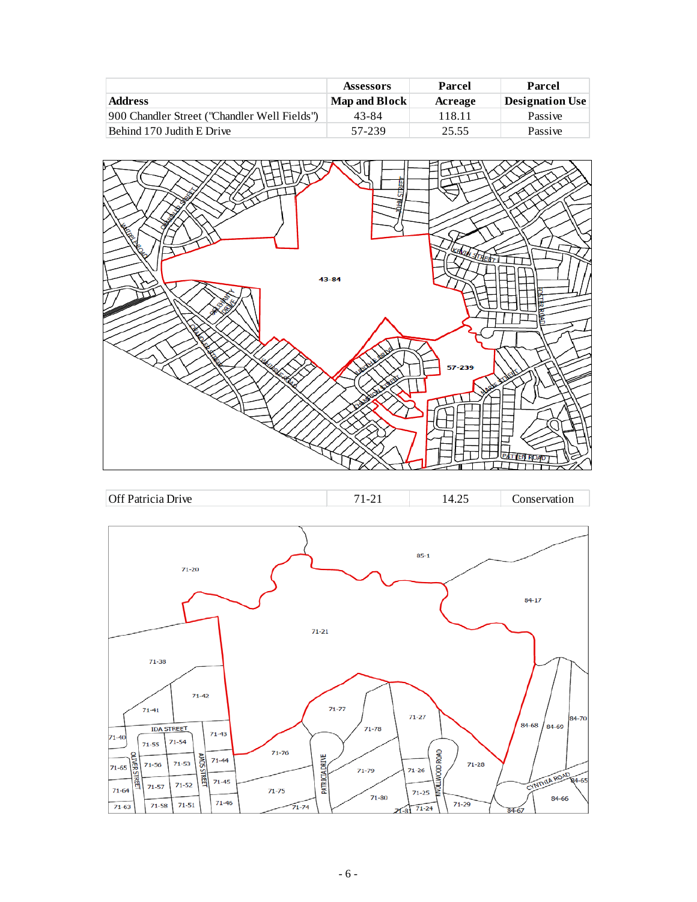| Address | Assessors Map and Block | Parcel Acreage | Parcel Designation Use |
|---|---|---|---|
| 900 Chandler Street ("Chandler Well Fields") | 43-84 | 118.11 | Passive |
| Behind 170 Judith E Drive | 57-239 | 25.55 | Passive |
| Off Patricia Drive | 71-21 | 14.25 | Conservation |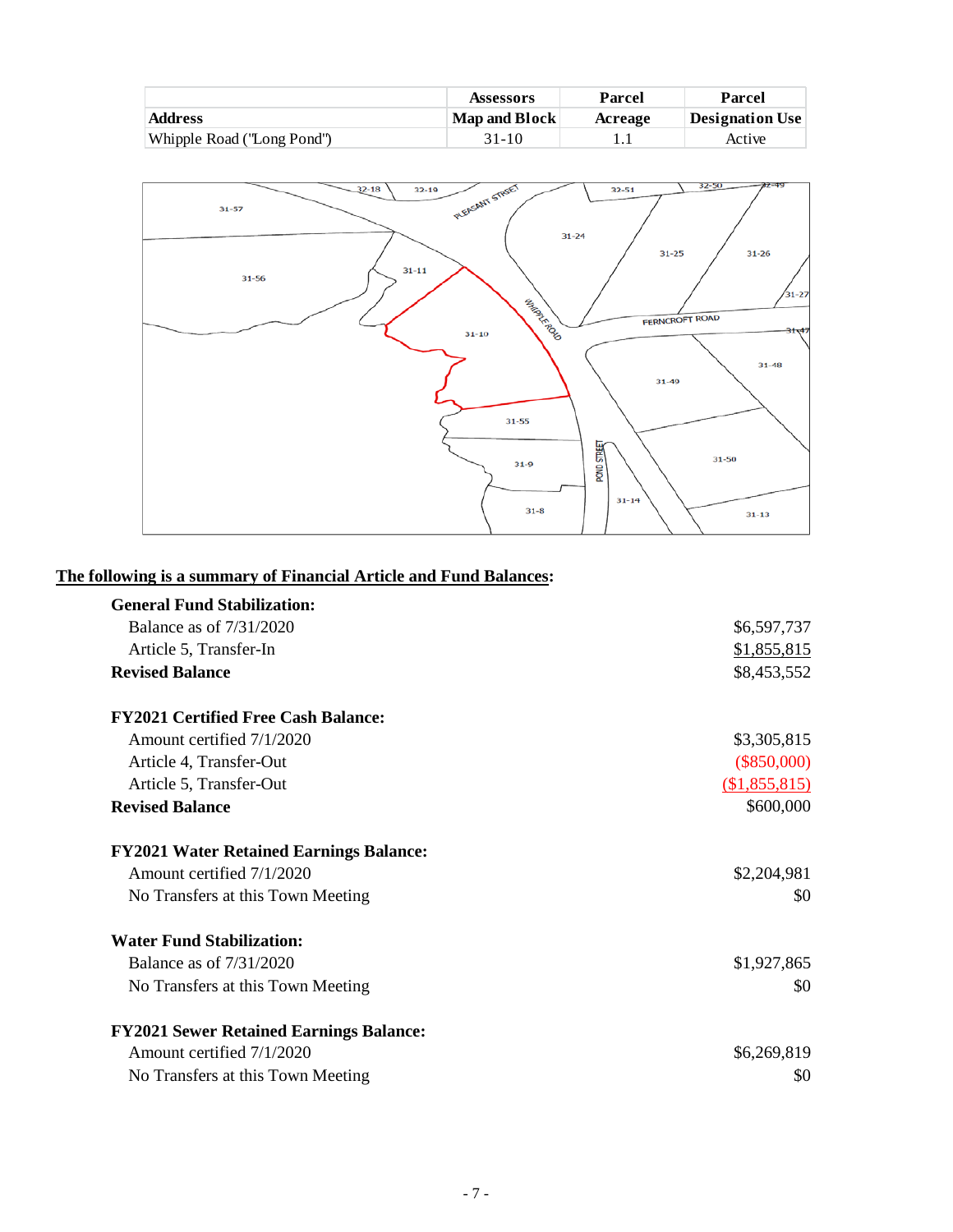| Address | Assessors Map and Block | Parcel Acreage | Parcel Designation Use |
|---|---|---|---|
| Whipple Road ("Long Pond") | 31-10 | 1.1 | Active |

**The following is a summary of Financial Article and Fund Balances:**

**General Fund Stabilization:**

| | |
|---|---|
| Balance as of 7/31/2020 | $6,597,737 |
| Article 5, Transfer-In | $1,855,815 |
| **Revised Balance** | $8,453,552 |

**FY2021 Certified Free Cash Balance:**

| | |
|---|---|
| Amount certified 7/1/2020 | $3,305,815 |
| Article 4, Transfer-Out | ($850,000) |
| Article 5, Transfer-Out | ($1,855,815) |
| **Revised Balance** | $600,000 |

**FY2021 Water Retained Earnings Balance:**

| | |
|---|---|
| Amount certified 7/1/2020 | $2,204,981 |
| No Transfers at this Town Meeting | $0 |

**Water Fund Stabilization:**

| | |
|---|---|
| Balance as of 7/31/2020 | $1,927,865 |
| No Transfers at this Town Meeting | $0 |

**FY2021 Sewer Retained Earnings Balance:**

| | |
|---|---|
| Amount certified 7/1/2020 | $6,269,819 |
| No Transfers at this Town Meeting | $0 |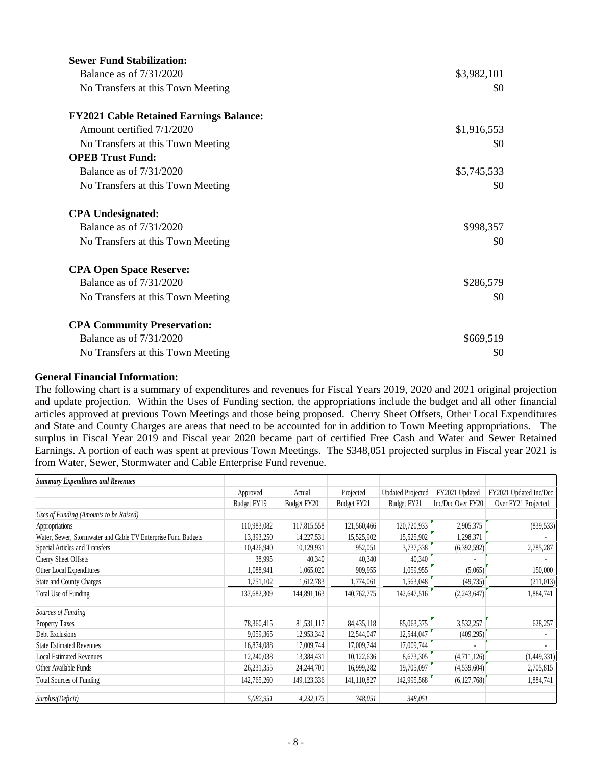**Sewer Fund Stabilization:**

| | |
|---|---|
| Balance as of 7/31/2020 | $3,982,101 |
| No Transfers at this Town Meeting | $0 |

**FY2021 Cable Retained Earnings Balance:**

| | |
|---|---|
| Amount certified 7/1/2020 | $1,916,553 |
| No Transfers at this Town Meeting | $0 |

**OPEB Trust Fund:**

| | |
|---|---|
| Balance as of 7/31/2020 | $5,745,533 |
| No Transfers at this Town Meeting | $0 |

**CPA Undesignated:**

| | |
|---|---|
| Balance as of 7/31/2020 | $998,357 |
| No Transfers at this Town Meeting | $0 |

**CPA Open Space Reserve:**

| | |
|---|---|
| Balance as of 7/31/2020 | $286,579 |
| No Transfers at this Town Meeting | $0 |

**CPA Community Preservation:**

| | |
|---|---|
| Balance as of 7/31/2020 | $669,519 |
| No Transfers at this Town Meeting | $0 |

**General Financial Information:**

The following chart is a summary of expenditures and revenues for Fiscal Years 2019, 2020 and 2021 original projection and update projection. Within the Uses of Funding section, the appropriations include the budget and all other financial articles approved at previous Town Meetings and those being proposed. Cherry Sheet Offsets, Other Local Expenditures and State and County Charges are areas that need to be accounted for in addition to Town Meeting appropriations. The surplus in Fiscal Year 2019 and Fiscal year 2020 became part of certified Free Cash and Water and Sewer Retained Earnings. A portion of each was spent at previous Town Meetings. The $348,051 projected surplus in Fiscal year 2021 is from Water, Sewer, Stormwater and Cable Enterprise Fund revenue.

| *Summary Expenditures and Revenues* | Approved Budget FY19 | Actual Budget FY20 | Projected Budget FY21 | Updated Projected Budget FY21 | FY2021 Updated Inc/Dec Over FY20 | FY2021 Updated Inc/Dec Over FY21 Projected |
|---|---|---|---|---|---|---|
| *Uses of Funding (Amounts to be Raised)* | | | | | | |
| Appropriations | 110,983,082 | 117,815,558 | 121,560,466 | 120,720,933 | 2,905,375 | (839,533) |
| Water, Sewer, Stormwater and Cable TV Enterprise Fund Budgets | 13,393,250 | 14,227,531 | 15,525,902 | 15,525,902 | 1,298,371 | - |
| Special Articles and Transfers | 10,426,940 | 10,129,931 | 952,051 | 3,737,338 | (6,392,592) | 2,785,287 |
| Cherry Sheet Offsets | 38,995 | 40,340 | 40,340 | 40,340 | - | - |
| Other Local Expenditures | 1,088,941 | 1,065,020 | 909,955 | 1,059,955 | (5,065) | 150,000 |
| State and County Charges | 1,751,102 | 1,612,783 | 1,774,061 | 1,563,048 | (49,735) | (211,013) |
| Total Use of Funding | 137,682,309 | 144,891,163 | 140,762,775 | 142,647,516 | (2,243,647) | 1,884,741 |
| *Sources of Funding* | | | | | | |
| Property Taxes | 78,360,415 | 81,531,117 | 84,435,118 | 85,063,375 | 3,532,257 | 628,257 |
| Debt Exclusions | 9,059,365 | 12,953,342 | 12,544,047 | 12,544,047 | (409,295) | - |
| State Estimated Revenues | 16,874,088 | 17,009,744 | 17,009,744 | 17,009,744 | - | - |
| Local Estimated Revenues | 12,240,038 | 13,384,431 | 10,122,636 | 8,673,305 | (4,711,126) | (1,449,331) |
| Other Available Funds | 26,231,355 | 24,244,701 | 16,999,282 | 19,705,097 | (4,539,604) | 2,705,815 |
| Total Sources of Funding | 142,765,260 | 149,123,336 | 141,110,827 | 142,995,568 | (6,127,768) | 1,884,741 |
| *Surplus/(Deficit)* | *5,082,951* | *4,232,173* | *348,051* | *348,051* | | |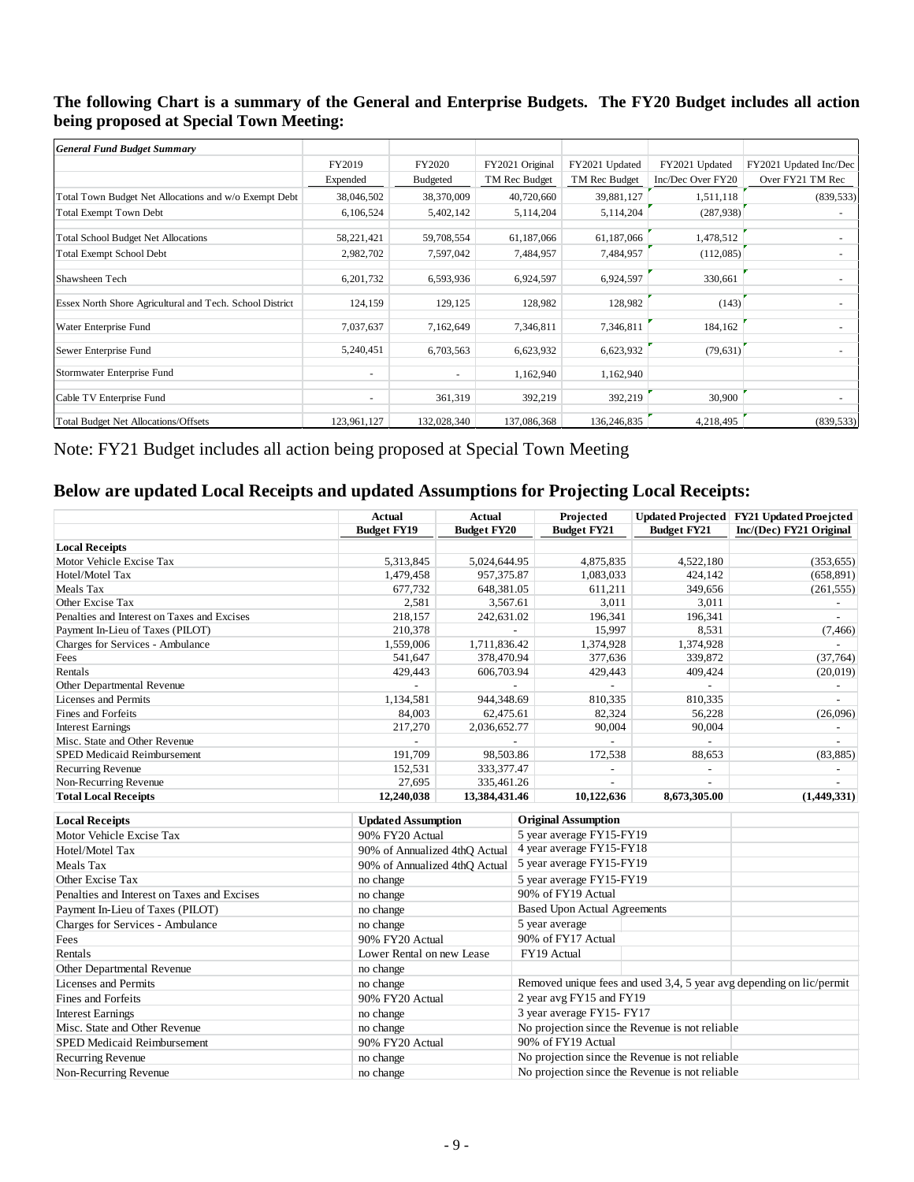**The following Chart is a summary of the General and Enterprise Budgets. The FY20 Budget includes all action being proposed at Special Town Meeting:**

| ***General Fund Budget Summary*** | | | | | | |
|---|---|---|---|---|---|---|
| | FY2019 | FY2020 | FY2021 Original | FY2021 Updated | FY2021 Updated | FY2021 Updated Inc/Dec |
| | Expended | Budgeted | TM Rec Budget | TM Rec Budget | Inc/Dec Over FY20 | Over FY21 TM Rec |
| Total Town Budget Net Allocations and w/o Exempt Debt | 38,046,502 | 38,370,009 | 40,720,660 | 39,881,127 | 1,511,118 | (839,533) |
| Total Exempt Town Debt | 6,106,524 | 5,402,142 | 5,114,204 | 5,114,204 | (287,938) | - |
| Total School Budget Net Allocations | 58,221,421 | 59,708,554 | 61,187,066 | 61,187,066 | 1,478,512 | - |
| Total Exempt School Debt | 2,982,702 | 7,597,042 | 7,484,957 | 7,484,957 | (112,085) | - |
| Shawsheen Tech | 6,201,732 | 6,593,936 | 6,924,597 | 6,924,597 | 330,661 | - |
| Essex North Shore Agricultural and Tech. School District | 124,159 | 129,125 | 128,982 | 128,982 | (143) | - |
| Water Enterprise Fund | 7,037,637 | 7,162,649 | 7,346,811 | 7,346,811 | 184,162 | - |
| Sewer Enterprise Fund | 5,240,451 | 6,703,563 | 6,623,932 | 6,623,932 | (79,631) | - |
| Stormwater Enterprise Fund | - | - | 1,162,940 | 1,162,940 | | |
| Cable TV Enterprise Fund | - | 361,319 | 392,219 | 392,219 | 30,900 | - |
| Total Budget Net Allocations/Offsets | 123,961,127 | 132,028,340 | 137,086,368 | 136,246,835 | 4,218,495 | (839,533) |

Note: FY21 Budget includes all action being proposed at Special Town Meeting

## Below are updated Local Receipts and updated Assumptions for Projecting Local Receipts:

| | Actual Budget FY19 | Actual Budget FY20 | Projected Budget FY21 | Updated Projected Budget FY21 | FY21 Updated Proejcted Inc/(Dec) FY21 Original |
|---|---|---|---|---|---|
| **Local Receipts** | | | | | |
| Motor Vehicle Excise Tax | 5,313,845 | 5,024,644.95 | 4,875,835 | 4,522,180 | (353,655) |
| Hotel/Motel Tax | 1,479,458 | 957,375.87 | 1,083,033 | 424,142 | (658,891) |
| Meals Tax | 677,732 | 648,381.05 | 611,211 | 349,656 | (261,555) |
| Other Excise Tax | 2,581 | 3,567.61 | 3,011 | 3,011 | - |
| Penalties and Interest on Taxes and Excises | 218,157 | 242,631.02 | 196,341 | 196,341 | - |
| Payment In-Lieu of Taxes (PILOT) | 210,378 | - | 15,997 | 8,531 | (7,466) |
| Charges for Services - Ambulance | 1,559,006 | 1,711,836.42 | 1,374,928 | 1,374,928 | - |
| Fees | 541,647 | 378,470.94 | 377,636 | 339,872 | (37,764) |
| Rentals | 429,443 | 606,703.94 | 429,443 | 409,424 | (20,019) |
| Other Departmental Revenue | - | - | - | - | - |
| Licenses and Permits | 1,134,581 | 944,348.69 | 810,335 | 810,335 | - |
| Fines and Forfeits | 84,003 | 62,475.61 | 82,324 | 56,228 | (26,096) |
| Interest Earnings | 217,270 | 2,036,652.77 | 90,004 | 90,004 | - |
| Misc. State and Other Revenue | - | - | - | - | - |
| SPED Medicaid Reimbursement | 191,709 | 98,503.86 | 172,538 | 88,653 | (83,885) |
| Recurring Revenue | 152,531 | 333,377.47 | - | - | - |
| Non-Recurring Revenue | 27,695 | 335,461.26 | - | - | - |
| **Total Local Receipts** | **12,240,038** | **13,384,431.46** | **10,122,636** | **8,673,305.00** | **(1,449,331)** |

| **Local Receipts** | **Updated Assumption** | **Original Assumption** |
|---|---|---|
| Motor Vehicle Excise Tax | 90% FY20 Actual | 5 year average FY15-FY19 |
| Hotel/Motel Tax | 90% of Annualized 4thQ Actual | 4 year average FY15-FY18 |
| Meals Tax | 90% of Annualized 4thQ Actual | 5 year average FY15-FY19 |
| Other Excise Tax | no change | 5 year average FY15-FY19 |
| Penalties and Interest on Taxes and Excises | no change | 90% of FY19 Actual |
| Payment In-Lieu of Taxes (PILOT) | no change | Based Upon Actual Agreements |
| Charges for Services - Ambulance | no change | 5 year average |
| Fees | 90% FY20 Actual | 90% of FY17 Actual |
| Rentals | Lower Rental on new Lease | FY19 Actual |
| Other Departmental Revenue | no change | |
| Licenses and Permits | no change | Removed unique fees and used 3,4, 5 year avg depending on lic/permit |
| Fines and Forfeits | 90% FY20 Actual | 2 year avg FY15 and FY19 |
| Interest Earnings | no change | 3 year average FY15- FY17 |
| Misc. State and Other Revenue | no change | No projection since the Revenue is not reliable |
| SPED Medicaid Reimbursement | 90% FY20 Actual | 90% of FY19 Actual |
| Recurring Revenue | no change | No projection since the Revenue is not reliable |
| Non-Recurring Revenue | no change | No projection since the Revenue is not reliable |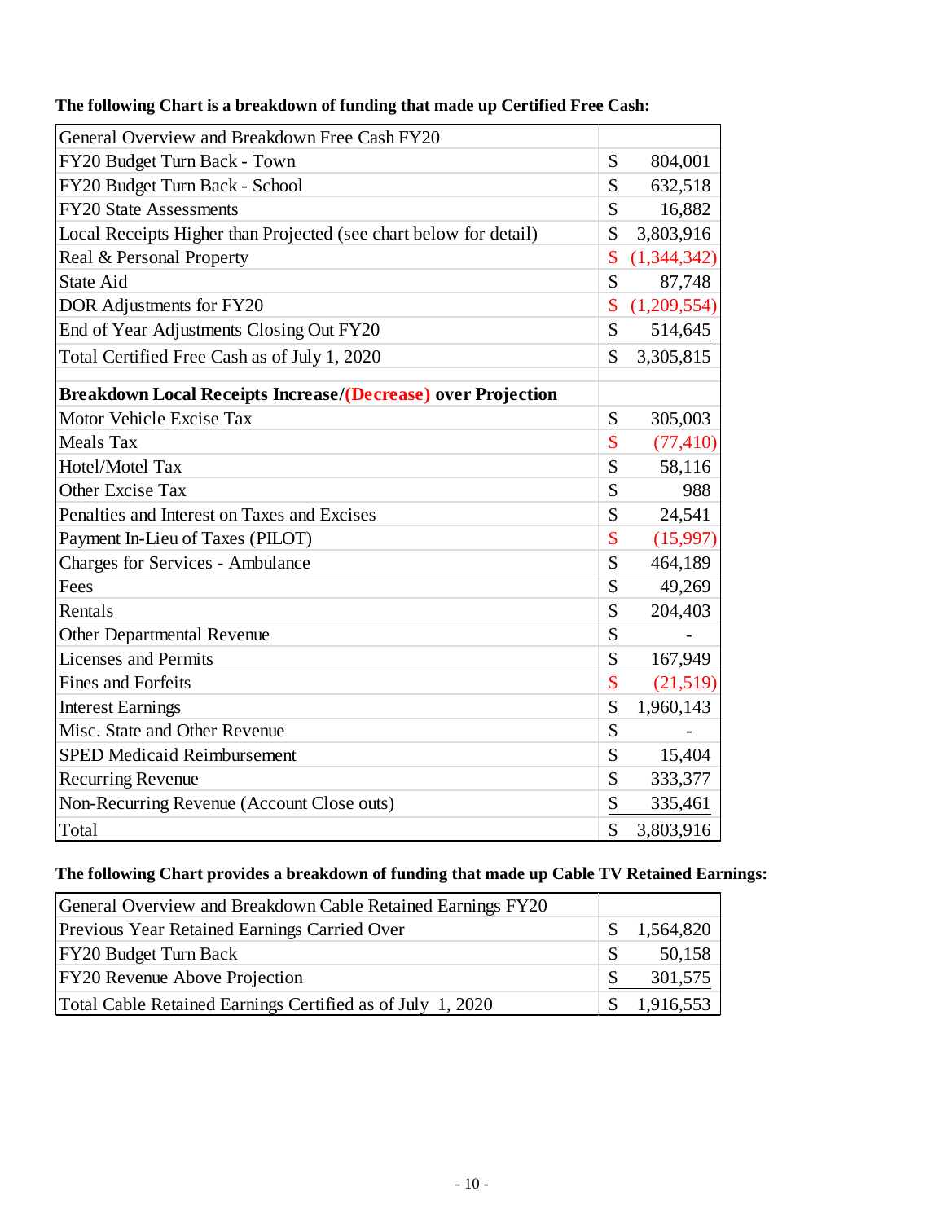**The following Chart is a breakdown of funding that made up Certified Free Cash:**

| General Overview and Breakdown Free Cash FY20 | |
|---|---|
| FY20 Budget Turn Back - Town | $ 804,001 |
| FY20 Budget Turn Back - School | $ 632,518 |
| FY20 State Assessments | $ 16,882 |
| Local Receipts Higher than Projected (see chart below for detail) | $ 3,803,916 |
| Real & Personal Property | $ (1,344,342) |
| State Aid | $ 87,748 |
| DOR Adjustments for FY20 | $ (1,209,554) |
| End of Year Adjustments Closing Out FY20 | $ 514,645 |
| Total Certified Free Cash as of July 1, 2020 | $ 3,305,815 |
| | |
| **Breakdown Local Receipts Increase/(Decrease) over Projection** | |
| Motor Vehicle Excise Tax | $ 305,003 |
| Meals Tax | $ (77,410) |
| Hotel/Motel Tax | $ 58,116 |
| Other Excise Tax | $ 988 |
| Penalties and Interest on Taxes and Excises | $ 24,541 |
| Payment In-Lieu of Taxes (PILOT) | $ (15,997) |
| Charges for Services - Ambulance | $ 464,189 |
| Fees | $ 49,269 |
| Rentals | $ 204,403 |
| Other Departmental Revenue | $ - |
| Licenses and Permits | $ 167,949 |
| Fines and Forfeits | $ (21,519) |
| Interest Earnings | $ 1,960,143 |
| Misc. State and Other Revenue | $ - |
| SPED Medicaid Reimbursement | $ 15,404 |
| Recurring Revenue | $ 333,377 |
| Non-Recurring Revenue (Account Close outs) | $ 335,461 |
| Total | $ 3,803,916 |

**The following Chart provides a breakdown of funding that made up Cable TV Retained Earnings:**

| General Overview and Breakdown Cable Retained Earnings FY20 | |
|---|---|
| Previous Year Retained Earnings Carried Over | $ 1,564,820 |
| FY20 Budget Turn Back | $ 50,158 |
| FY20 Revenue Above Projection | $ 301,575 |
| Total Cable Retained Earnings Certified as of July 1, 2020 | $ 1,916,553 |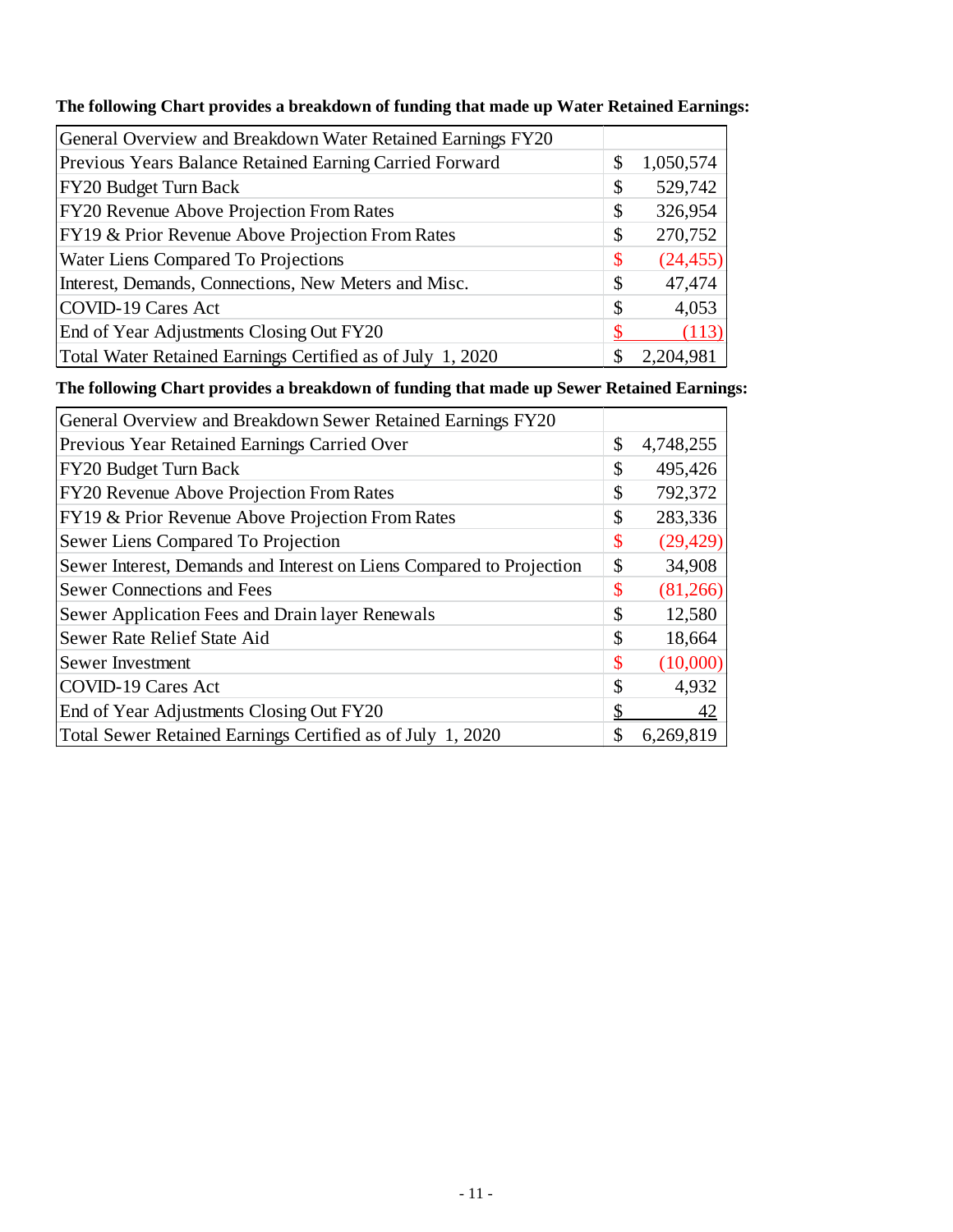**The following Chart provides a breakdown of funding that made up Water Retained Earnings:**

| General Overview and Breakdown Water Retained Earnings FY20 | |
|---|---|
| Previous Years Balance Retained Earning Carried Forward | $ 1,050,574 |
| FY20 Budget Turn Back | $ 529,742 |
| FY20 Revenue Above Projection From Rates | $ 326,954 |
| FY19 & Prior Revenue Above Projection From Rates | $ 270,752 |
| Water Liens Compared To Projections | $ (24,455) |
| Interest, Demands, Connections, New Meters and Misc. | $ 47,474 |
| COVID-19 Cares Act | $ 4,053 |
| End of Year Adjustments Closing Out FY20 | $ (113) |
| Total Water Retained Earnings Certified as of July 1, 2020 | $ 2,204,981 |

**The following Chart provides a breakdown of funding that made up Sewer Retained Earnings:**

| General Overview and Breakdown Sewer Retained Earnings FY20 | |
|---|---|
| Previous Year Retained Earnings Carried Over | $ 4,748,255 |
| FY20 Budget Turn Back | $ 495,426 |
| FY20 Revenue Above Projection From Rates | $ 792,372 |
| FY19 & Prior Revenue Above Projection From Rates | $ 283,336 |
| Sewer Liens Compared To Projection | $ (29,429) |
| Sewer Interest, Demands and Interest on Liens Compared to Projection | $ 34,908 |
| Sewer Connections and Fees | $ (81,266) |
| Sewer Application Fees and Drain layer Renewals | $ 12,580 |
| Sewer Rate Relief State Aid | $ 18,664 |
| Sewer Investment | $ (10,000) |
| COVID-19 Cares Act | $ 4,932 |
| End of Year Adjustments Closing Out FY20 | $ 42 |
| Total Sewer Retained Earnings Certified as of July 1, 2020 | $ 6,269,819 |